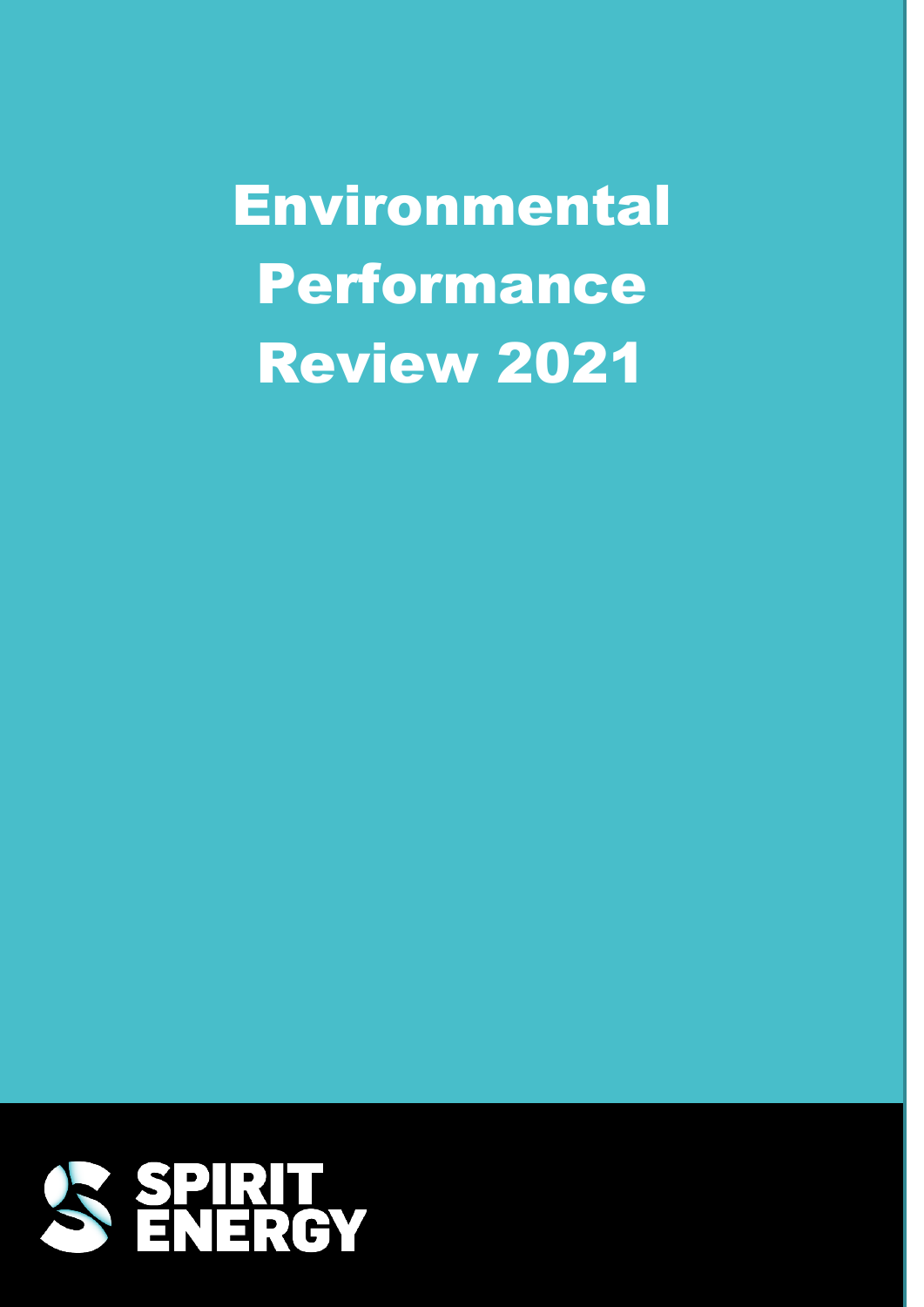# Environmental Performance Review 2021

SPIRIT ENERGY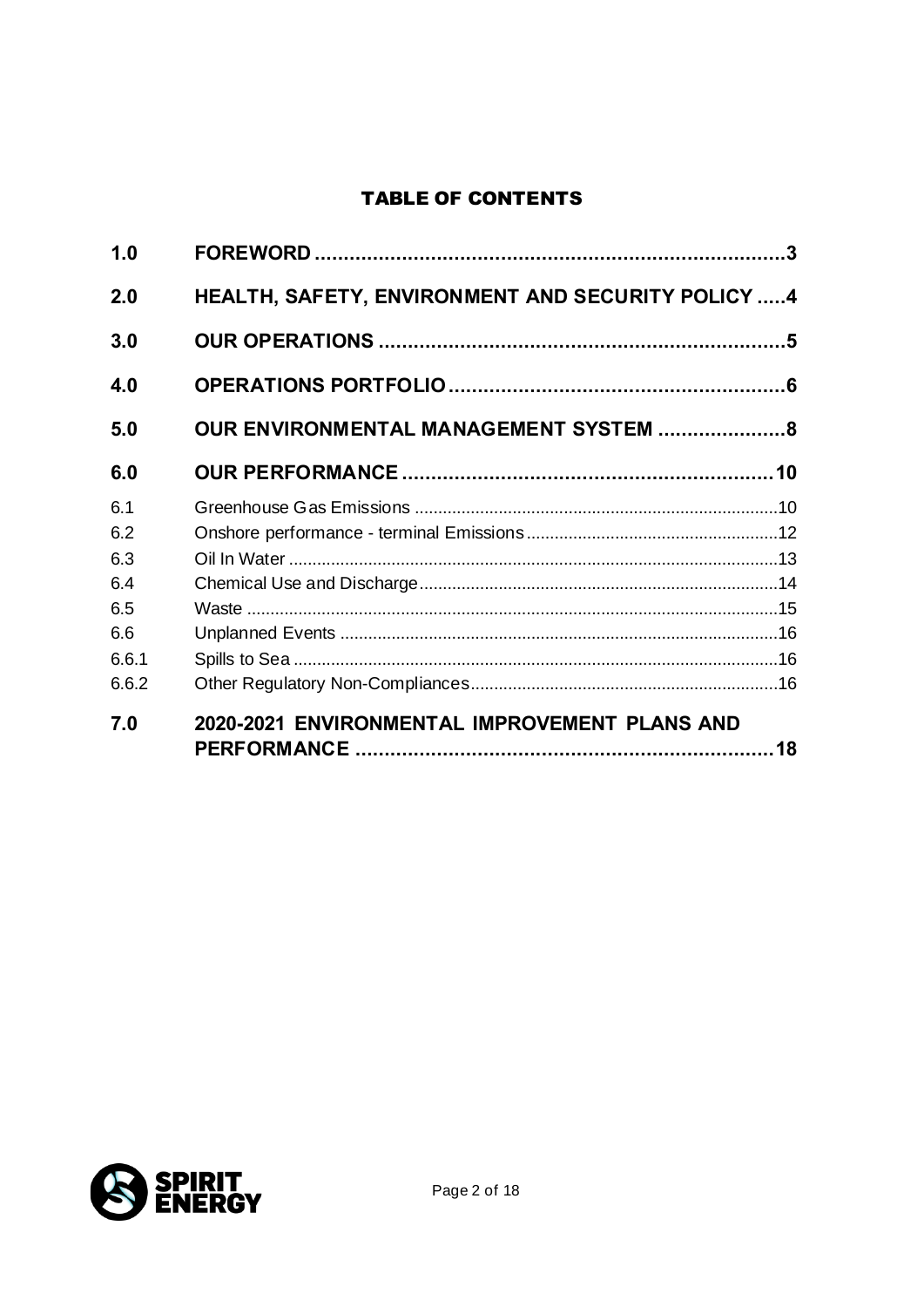# TABLE OF CONTENTS

| | | |
|---|---|---|
| **1.0** | **FOREWORD** | **3** |
| **2.0** | **HEALTH, SAFETY, ENVIRONMENT AND SECURITY POLICY** | **4** |
| **3.0** | **OUR OPERATIONS** | **5** |
| **4.0** | **OPERATIONS PORTFOLIO** | **6** |
| **5.0** | **OUR ENVIRONMENTAL MANAGEMENT SYSTEM** | **8** |
| **6.0** | **OUR PERFORMANCE** | **10** |
| 6.1 | Greenhouse Gas Emissions | 10 |
| 6.2 | Onshore performance - terminal Emissions | 12 |
| 6.3 | Oil In Water | 13 |
| 6.4 | Chemical Use and Discharge | 14 |
| 6.5 | Waste | 15 |
| 6.6 | Unplanned Events | 16 |
| 6.6.1 | Spills to Sea | 16 |
| 6.6.2 | Other Regulatory Non-Compliances | 16 |
| **7.0** | **2020-2021 ENVIRONMENTAL IMPROVEMENT PLANS AND PERFORMANCE** | **18** |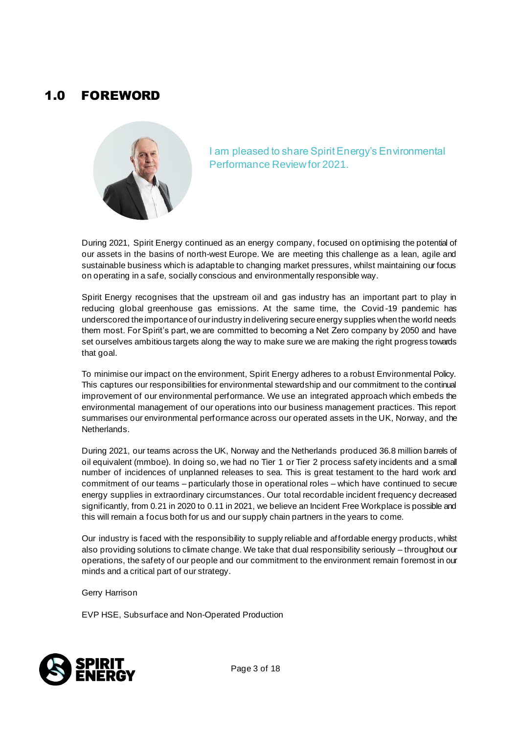# 1.0 FOREWORD

I am pleased to share Spirit Energy's Environmental Performance Review for 2021.

During 2021, Spirit Energy continued as an energy company, focused on optimising the potential of our assets in the basins of north-west Europe. We are meeting this challenge as a lean, agile and sustainable business which is adaptable to changing market pressures, whilst maintaining our focus on operating in a safe, socially conscious and environmentally responsible way.

Spirit Energy recognises that the upstream oil and gas industry has an important part to play in reducing global greenhouse gas emissions. At the same time, the Covid-19 pandemic has underscored the importance of our industry in delivering secure energy supplies when the world needs them most. For Spirit's part, we are committed to becoming a Net Zero company by 2050 and have set ourselves ambitious targets along the way to make sure we are making the right progress towards that goal.

To minimise our impact on the environment, Spirit Energy adheres to a robust Environmental Policy. This captures our responsibilities for environmental stewardship and our commitment to the continual improvement of our environmental performance. We use an integrated approach which embeds the environmental management of our operations into our business management practices. This report summarises our environmental performance across our operated assets in the UK, Norway, and the Netherlands.

During 2021, our teams across the UK, Norway and the Netherlands produced 36.8 million barrels of oil equivalent (mmboe). In doing so, we had no Tier 1 or Tier 2 process safety incidents and a small number of incidences of unplanned releases to sea. This is great testament to the hard work and commitment of our teams – particularly those in operational roles – which have continued to secure energy supplies in extraordinary circumstances. Our total recordable incident frequency decreased significantly, from 0.21 in 2020 to 0.11 in 2021, we believe an Incident Free Workplace is possible and this will remain a focus both for us and our supply chain partners in the years to come.

Our industry is faced with the responsibility to supply reliable and affordable energy products, whilst also providing solutions to climate change. We take that dual responsibility seriously – throughout our operations, the safety of our people and our commitment to the environment remain foremost in our minds and a critical part of our strategy.

Gerry Harrison

EVP HSE, Subsurface and Non-Operated Production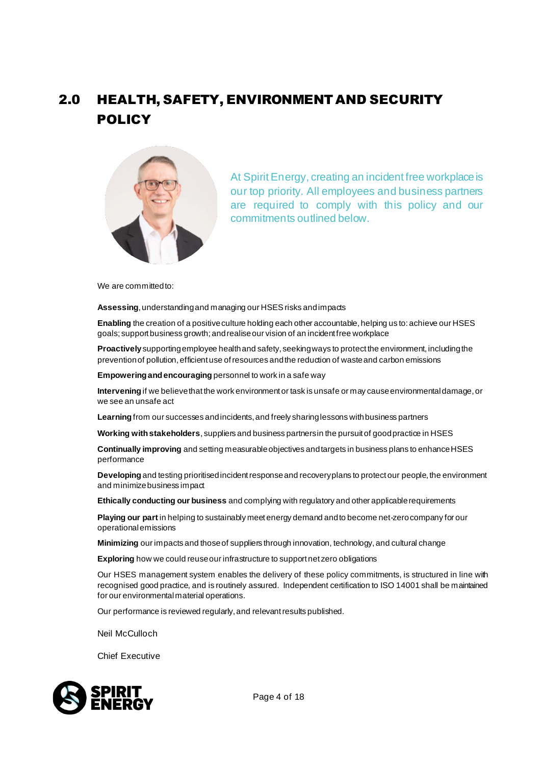## 2.0 HEALTH, SAFETY, ENVIRONMENT AND SECURITY POLICY

At Spirit Energy, creating an incident free workplace is our top priority. All employees and business partners are required to comply with this policy and our commitments outlined below.

We are committed to:

**Assessing**, understanding and managing our HSES risks and impacts

**Enabling** the creation of a positive culture holding each other accountable, helping us to: achieve our HSES goals; support business growth; and realise our vision of an incident free workplace

**Proactively** supporting employee health and safety, seeking ways to protect the environment, including the prevention of pollution, efficient use of resources and the reduction of waste and carbon emissions

**Empowering and encouraging** personnel to work in a safe way

**Intervening** if we believe that the work environment or task is unsafe or may cause environmental damage, or we see an unsafe act

**Learning** from our successes and incidents, and freely sharing lessons with business partners

**Working with stakeholders**, suppliers and business partners in the pursuit of good practice in HSES

**Continually improving** and setting measurable objectives and targets in business plans to enhance HSES performance

**Developing** and testing prioritised incident response and recovery plans to protect our people, the environment and minimize business impact

**Ethically conducting our business** and complying with regulatory and other applicable requirements

**Playing our part** in helping to sustainably meet energy demand and to become net-zero company for our operational emissions

**Minimizing** our impacts and those of suppliers through innovation, technology, and cultural change

**Exploring** how we could reuse our infrastructure to support net zero obligations

Our HSES management system enables the delivery of these policy commitments, is structured in line with recognised good practice, and is routinely assured. Independent certification to ISO 14001 shall be maintained for our environmental material operations.

Our performance is reviewed regularly, and relevant results published.

Neil McCulloch

Chief Executive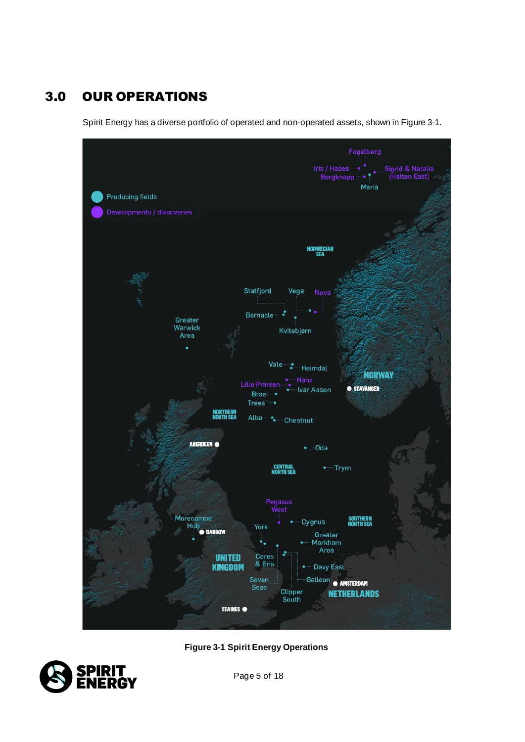# 3.0 OUR OPERATIONS

Spirit Energy has a diverse portfolio of operated and non-operated assets, shown in Figure 3-1.

**Figure 3-1 Spirit Energy Operations**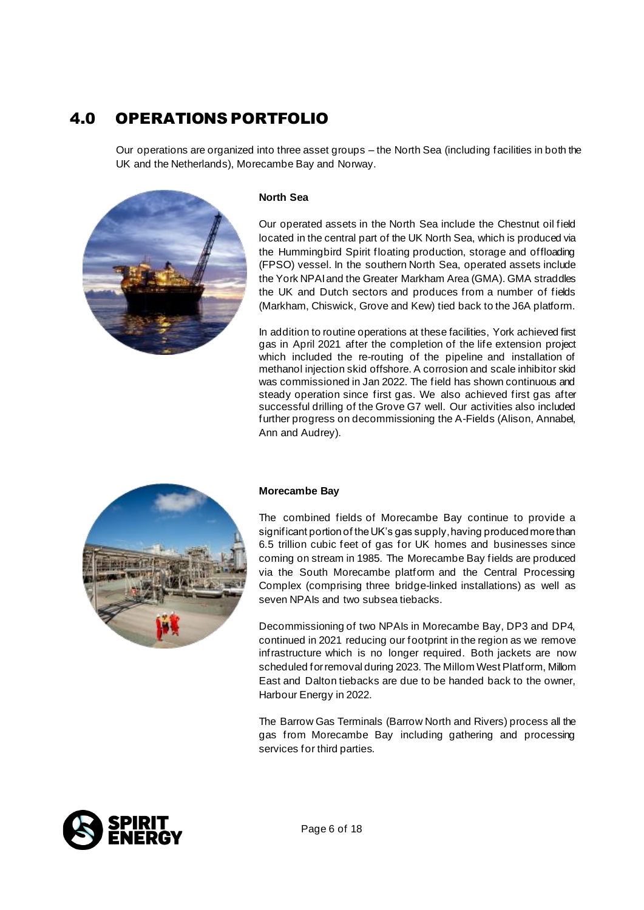## 4.0 OPERATIONS PORTFOLIO

Our operations are organized into three asset groups – the North Sea (including facilities in both the UK and the Netherlands), Morecambe Bay and Norway.

### North Sea

Our operated assets in the North Sea include the Chestnut oil field located in the central part of the UK North Sea, which is produced via the Hummingbird Spirit floating production, storage and offloading (FPSO) vessel. In the southern North Sea, operated assets include the York NPAI and the Greater Markham Area (GMA). GMA straddles the UK and Dutch sectors and produces from a number of fields (Markham, Chiswick, Grove and Kew) tied back to the J6A platform.

In addition to routine operations at these facilities, York achieved first gas in April 2021 after the completion of the life extension project which included the re-routing of the pipeline and installation of methanol injection skid offshore. A corrosion and scale inhibitor skid was commissioned in Jan 2022. The field has shown continuous and steady operation since first gas. We also achieved first gas after successful drilling of the Grove G7 well. Our activities also included further progress on decommissioning the A-Fields (Alison, Annabel, Ann and Audrey).

### Morecambe Bay

The combined fields of Morecambe Bay continue to provide a significant portion of the UK's gas supply, having produced more than 6.5 trillion cubic feet of gas for UK homes and businesses since coming on stream in 1985. The Morecambe Bay fields are produced via the South Morecambe platform and the Central Processing Complex (comprising three bridge-linked installations) as well as seven NPAIs and two subsea tiebacks.

Decommissioning of two NPAIs in Morecambe Bay, DP3 and DP4, continued in 2021 reducing our footprint in the region as we remove infrastructure which is no longer required. Both jackets are now scheduled for removal during 2023. The Millom West Platform, Millom East and Dalton tiebacks are due to be handed back to the owner, Harbour Energy in 2022.

The Barrow Gas Terminals (Barrow North and Rivers) process all the gas from Morecambe Bay including gathering and processing services for third parties.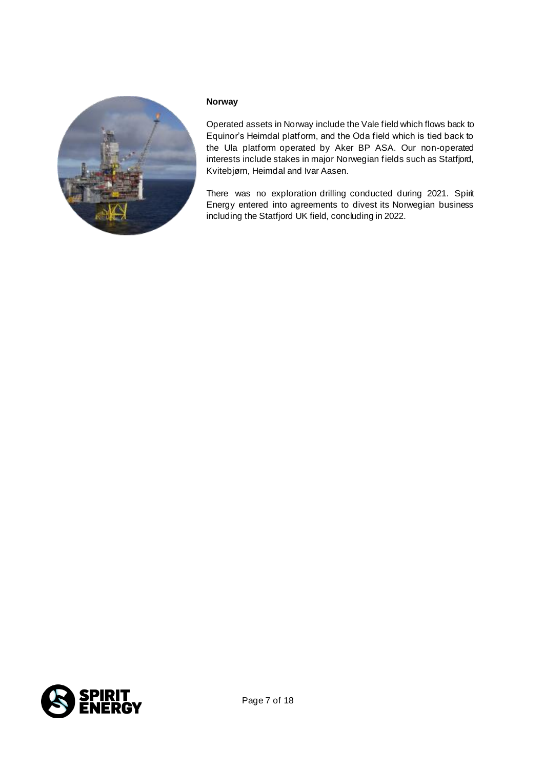**Norway**

Operated assets in Norway include the Vale field which flows back to Equinor's Heimdal platform, and the Oda field which is tied back to the Ula platform operated by Aker BP ASA. Our non-operated interests include stakes in major Norwegian fields such as Statfjord, Kvitebjørn, Heimdal and Ivar Aasen.

There was no exploration drilling conducted during 2021. Spirit Energy entered into agreements to divest its Norwegian business including the Statfjord UK field, concluding in 2022.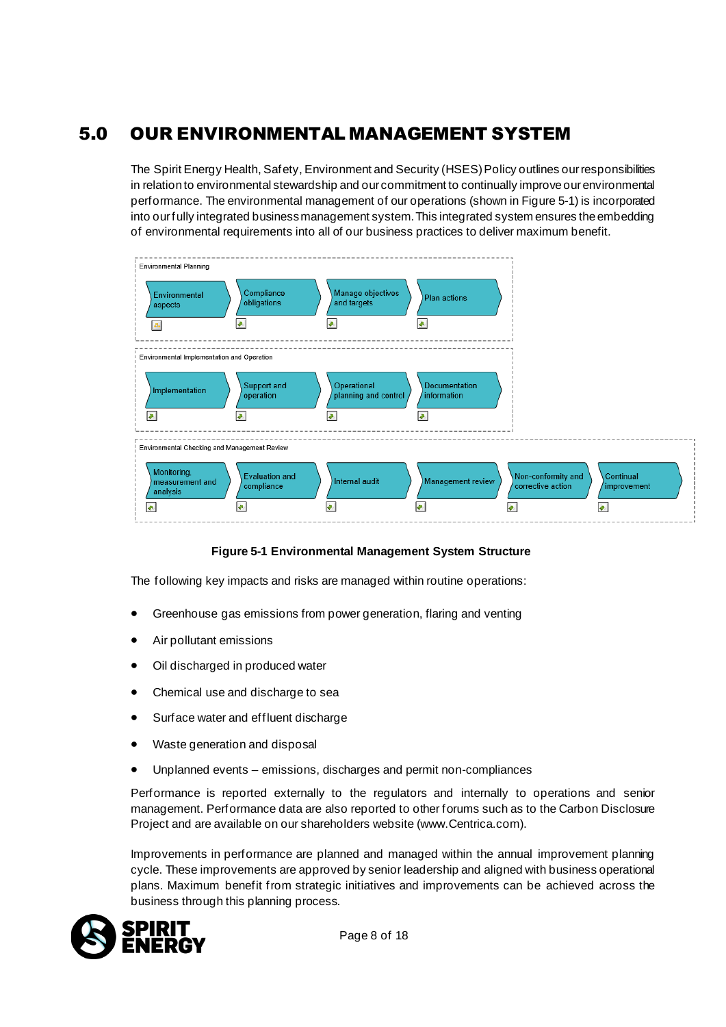# 5.0 OUR ENVIRONMENTAL MANAGEMENT SYSTEM

The Spirit Energy Health, Safety, Environment and Security (HSES) Policy outlines our responsibilities in relation to environmental stewardship and our commitment to continually improve our environmental performance. The environmental management of our operations (shown in Figure 5-1) is incorporated into our fully integrated business management system. This integrated system ensures the embedding of environmental requirements into all of our business practices to deliver maximum benefit.

Environmental Planning

Environmental aspects → Compliance obligations → Manage objectives and targets → Plan actions

Environmental Implementation and Operation

Implementation → Support and operation → Operational planning and control → Documentation information

Environmental Checking and Management Review

Monitoring, measurement and analysis → Evaluation and compliance → Internal audit → Management review → Non-conformity and corrective action → Continual improvement

**Figure 5-1 Environmental Management System Structure**

The following key impacts and risks are managed within routine operations:

- Greenhouse gas emissions from power generation, flaring and venting
- Air pollutant emissions
- Oil discharged in produced water
- Chemical use and discharge to sea
- Surface water and effluent discharge
- Waste generation and disposal
- Unplanned events – emissions, discharges and permit non-compliances

Performance is reported externally to the regulators and internally to operations and senior management. Performance data are also reported to other forums such as to the Carbon Disclosure Project and are available on our shareholders website (www.Centrica.com).

Improvements in performance are planned and managed within the annual improvement planning cycle. These improvements are approved by senior leadership and aligned with business operational plans. Maximum benefit from strategic initiatives and improvements can be achieved across the business through this planning process.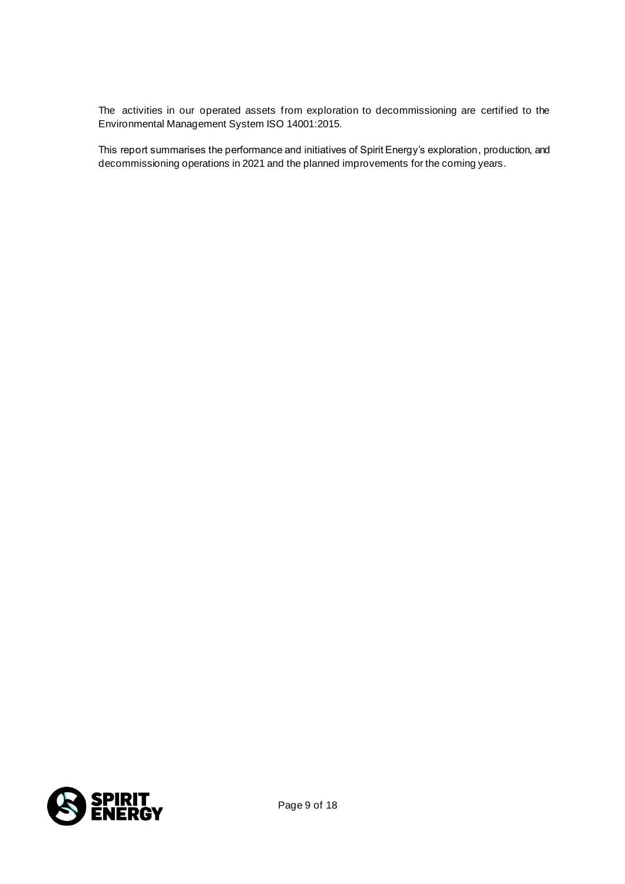The activities in our operated assets from exploration to decommissioning are certified to the Environmental Management System ISO 14001:2015.

This report summarises the performance and initiatives of Spirit Energy's exploration, production, and decommissioning operations in 2021 and the planned improvements for the coming years.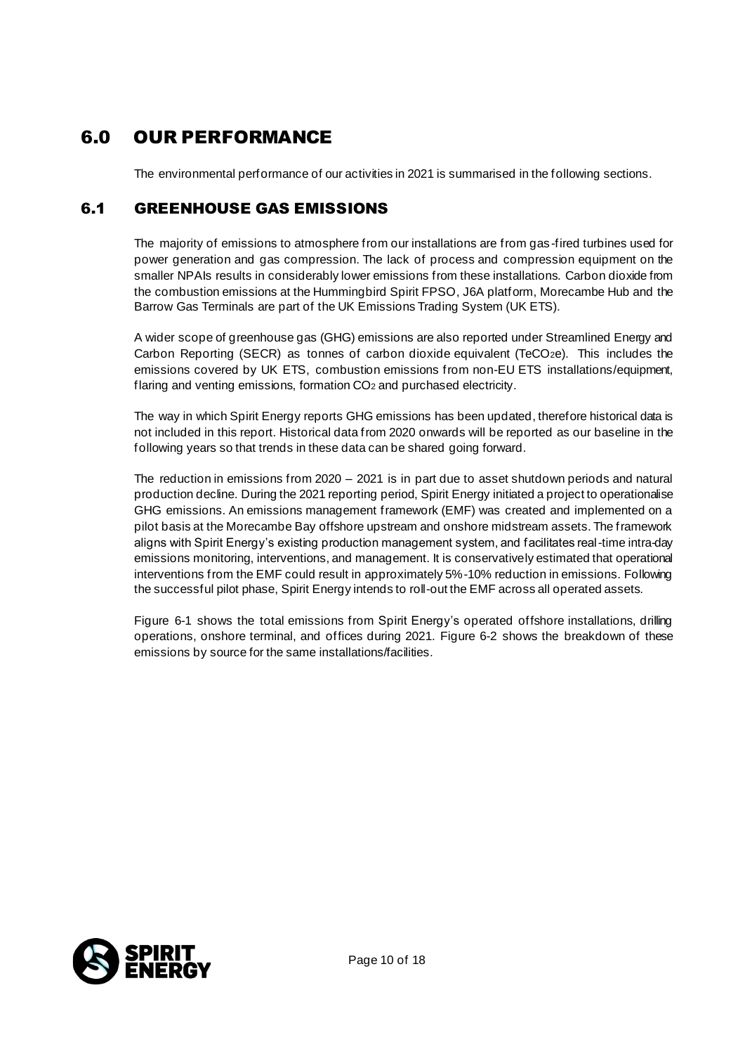# 6.0 OUR PERFORMANCE

The environmental performance of our activities in 2021 is summarised in the following sections.

## 6.1 GREENHOUSE GAS EMISSIONS

The majority of emissions to atmosphere from our installations are from gas-fired turbines used for power generation and gas compression. The lack of process and compression equipment on the smaller NPAIs results in considerably lower emissions from these installations. Carbon dioxide from the combustion emissions at the Hummingbird Spirit FPSO, J6A platform, Morecambe Hub and the Barrow Gas Terminals are part of the UK Emissions Trading System (UK ETS).

A wider scope of greenhouse gas (GHG) emissions are also reported under Streamlined Energy and Carbon Reporting (SECR) as tonnes of carbon dioxide equivalent ($TeCO_2e$). This includes the emissions covered by UK ETS, combustion emissions from non-EU ETS installations/equipment, flaring and venting emissions, formation $CO_2$ and purchased electricity.

The way in which Spirit Energy reports GHG emissions has been updated, therefore historical data is not included in this report. Historical data from 2020 onwards will be reported as our baseline in the following years so that trends in these data can be shared going forward.

The reduction in emissions from 2020 – 2021 is in part due to asset shutdown periods and natural production decline. During the 2021 reporting period, Spirit Energy initiated a project to operationalise GHG emissions. An emissions management framework (EMF) was created and implemented on a pilot basis at the Morecambe Bay offshore upstream and onshore midstream assets. The framework aligns with Spirit Energy's existing production management system, and facilitates real-time intra-day emissions monitoring, interventions, and management. It is conservatively estimated that operational interventions from the EMF could result in approximately 5%-10% reduction in emissions. Following the successful pilot phase, Spirit Energy intends to roll-out the EMF across all operated assets.

Figure 6-1 shows the total emissions from Spirit Energy's operated offshore installations, drilling operations, onshore terminal, and offices during 2021. Figure 6-2 shows the breakdown of these emissions by source for the same installations/facilities.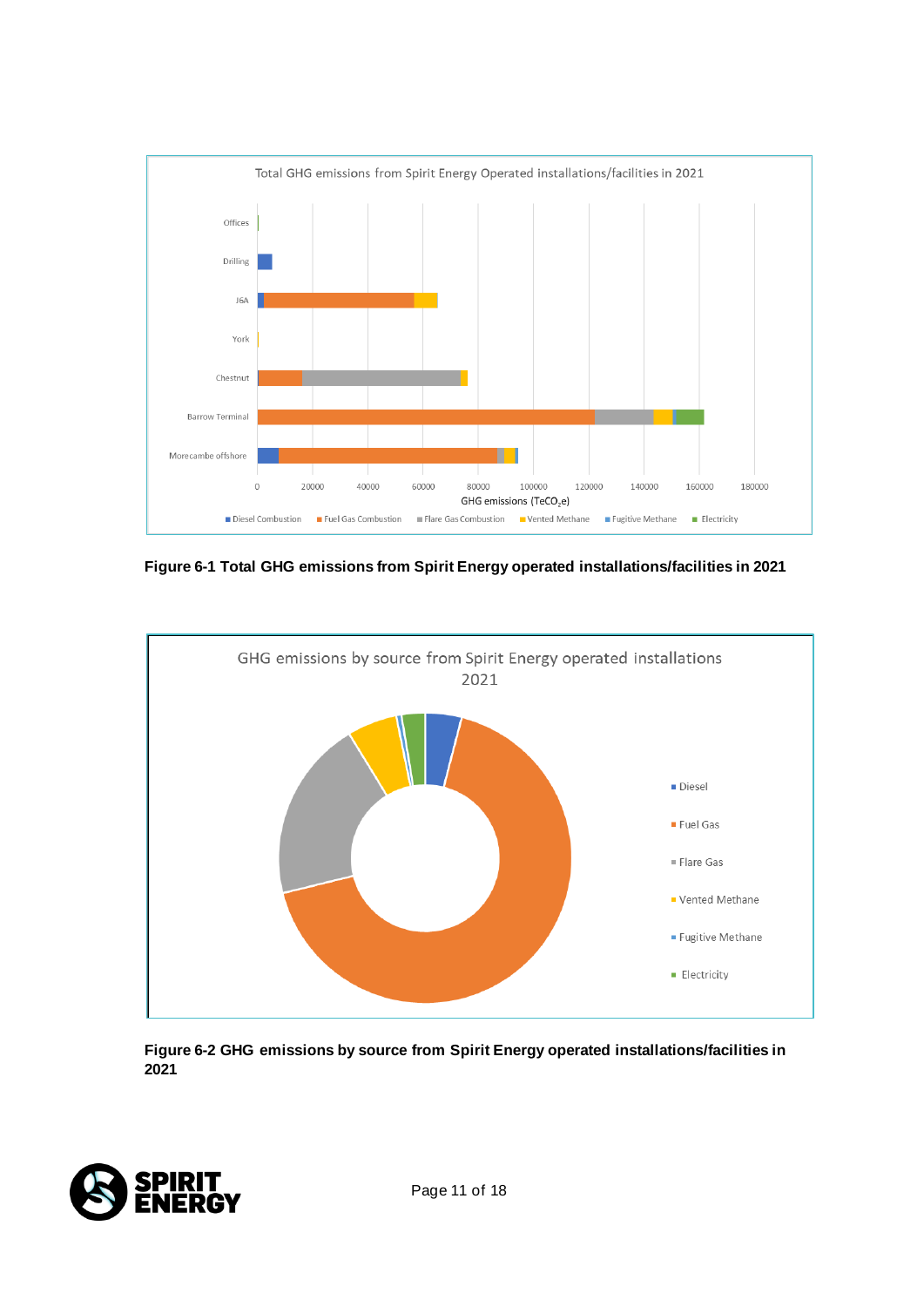Figure 6-1 Total GHG emissions from Spirit Energy operated installations/facilities in 2021

Figure 6-2 GHG emissions by source from Spirit Energy operated installations/facilities in 2021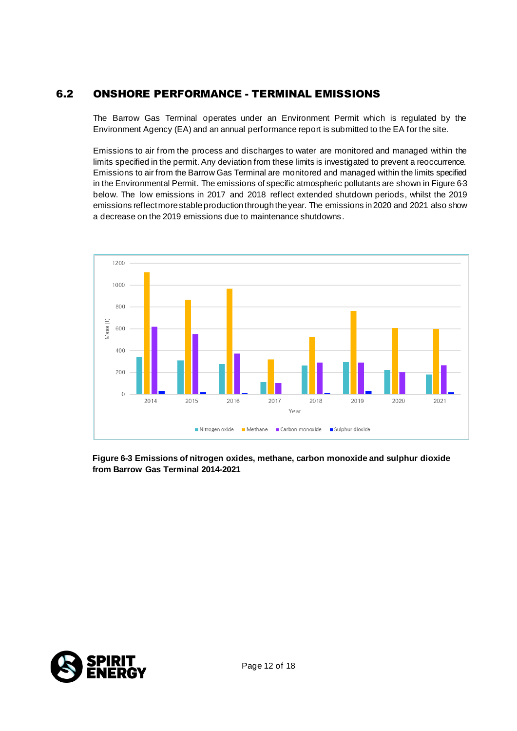## 6.2 ONSHORE PERFORMANCE - TERMINAL EMISSIONS

The Barrow Gas Terminal operates under an Environment Permit which is regulated by the Environment Agency (EA) and an annual performance report is submitted to the EA for the site.

Emissions to air from the process and discharges to water are monitored and managed within the limits specified in the permit. Any deviation from these limits is investigated to prevent a reoccurrence. Emissions to air from the Barrow Gas Terminal are monitored and managed within the limits specified in the Environmental Permit. The emissions of specific atmospheric pollutants are shown in Figure 6-3 below. The low emissions in 2017 and 2018 reflect extended shutdown periods, whilst the 2019 emissions reflect more stable production through the year. The emissions in 2020 and 2021 also show a decrease on the 2019 emissions due to maintenance shutdowns.

**Figure 6-3 Emissions of nitrogen oxides, methane, carbon monoxide and sulphur dioxide from Barrow Gas Terminal 2014-2021**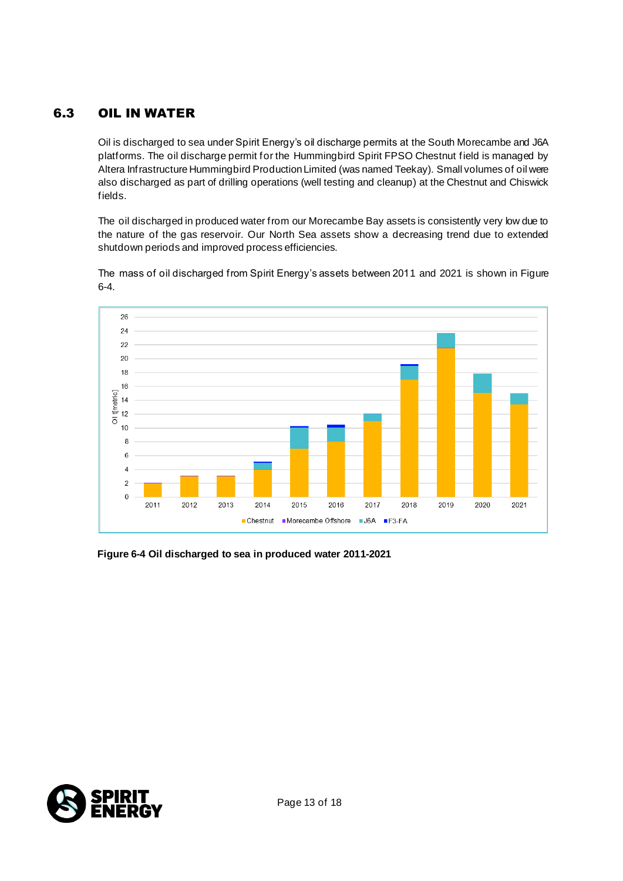## 6.3 OIL IN WATER

Oil is discharged to sea under Spirit Energy's oil discharge permits at the South Morecambe and J6A platforms. The oil discharge permit for the Hummingbird Spirit FPSO Chestnut field is managed by Altera Infrastructure Hummingbird Production Limited (was named Teekay). Small volumes of oil were also discharged as part of drilling operations (well testing and cleanup) at the Chestnut and Chiswick fields.

The oil discharged in produced water from our Morecambe Bay assets is consistently very low due to the nature of the gas reservoir. Our North Sea assets show a decreasing trend due to extended shutdown periods and improved process efficiencies.

The mass of oil discharged from Spirit Energy's assets between 2011 and 2021 is shown in Figure 6-4.

**Figure 6-4 Oil discharged to sea in produced water 2011-2021**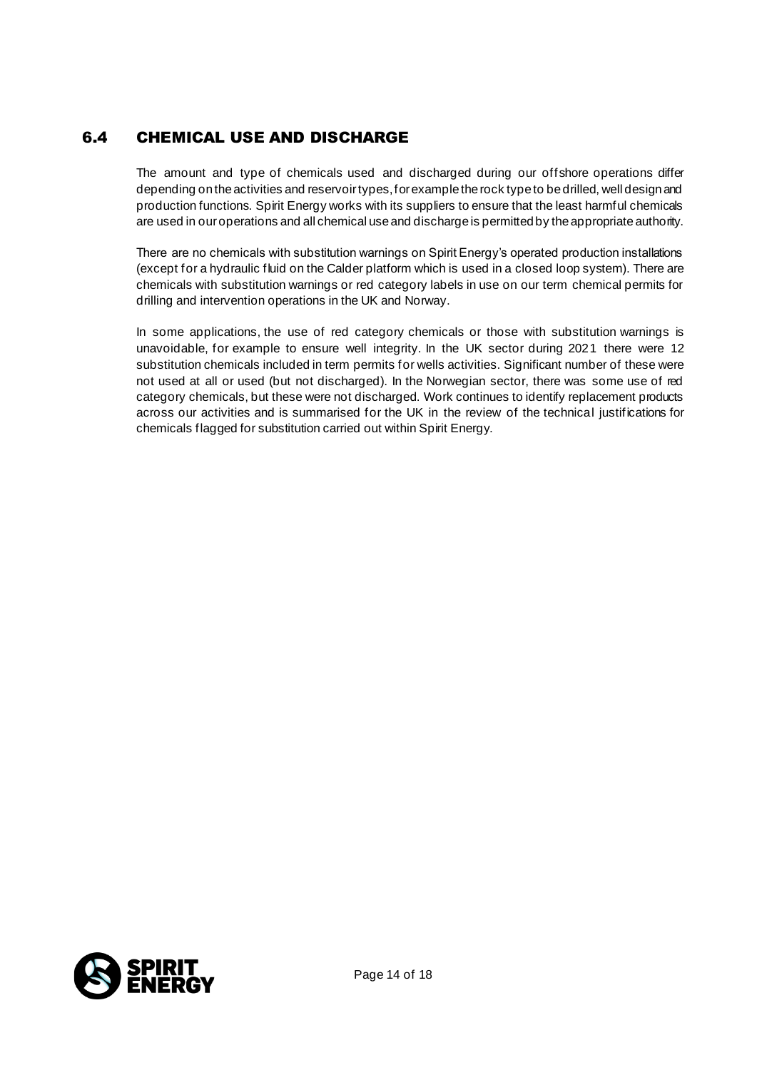## 6.4 CHEMICAL USE AND DISCHARGE

The amount and type of chemicals used and discharged during our offshore operations differ depending on the activities and reservoir types, for example the rock type to be drilled, well design and production functions. Spirit Energy works with its suppliers to ensure that the least harmful chemicals are used in our operations and all chemical use and discharge is permitted by the appropriate authority.

There are no chemicals with substitution warnings on Spirit Energy's operated production installations (except for a hydraulic fluid on the Calder platform which is used in a closed loop system). There are chemicals with substitution warnings or red category labels in use on our term chemical permits for drilling and intervention operations in the UK and Norway.

In some applications, the use of red category chemicals or those with substitution warnings is unavoidable, for example to ensure well integrity. In the UK sector during 2021 there were 12 substitution chemicals included in term permits for wells activities. Significant number of these were not used at all or used (but not discharged). In the Norwegian sector, there was some use of red category chemicals, but these were not discharged. Work continues to identify replacement products across our activities and is summarised for the UK in the review of the technical justifications for chemicals flagged for substitution carried out within Spirit Energy.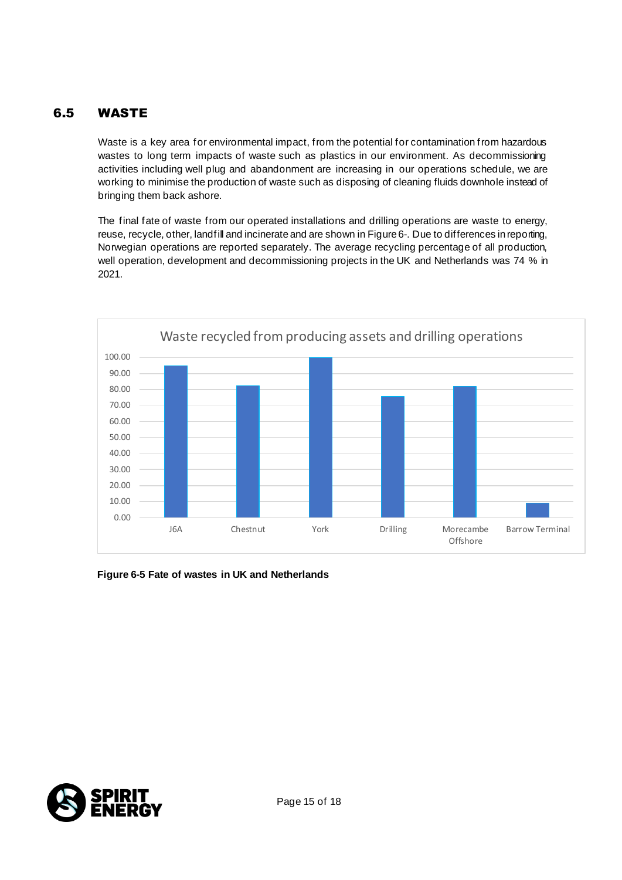## 6.5 WASTE

Waste is a key area for environmental impact, from the potential for contamination from hazardous wastes to long term impacts of waste such as plastics in our environment. As decommissioning activities including well plug and abandonment are increasing in our operations schedule, we are working to minimise the production of waste such as disposing of cleaning fluids downhole instead of bringing them back ashore.

The final fate of waste from our operated installations and drilling operations are waste to energy, reuse, recycle, other, landfill and incinerate and are shown in Figure 6-. Due to differences in reporting, Norwegian operations are reported separately. The average recycling percentage of all production, well operation, development and decommissioning projects in the UK and Netherlands was 74 % in 2021.

Waste recycled from producing assets and drilling operations

| | J6A | Chestnut | York | Drilling | Morecambe Offshore | Barrow Terminal |
|---|---|---|---|---|---|---|
| Waste recycled | ~95 | ~82.5 | ~100 | ~76 | ~82 | ~9 |

**Figure 6-5 Fate of wastes in UK and Netherlands**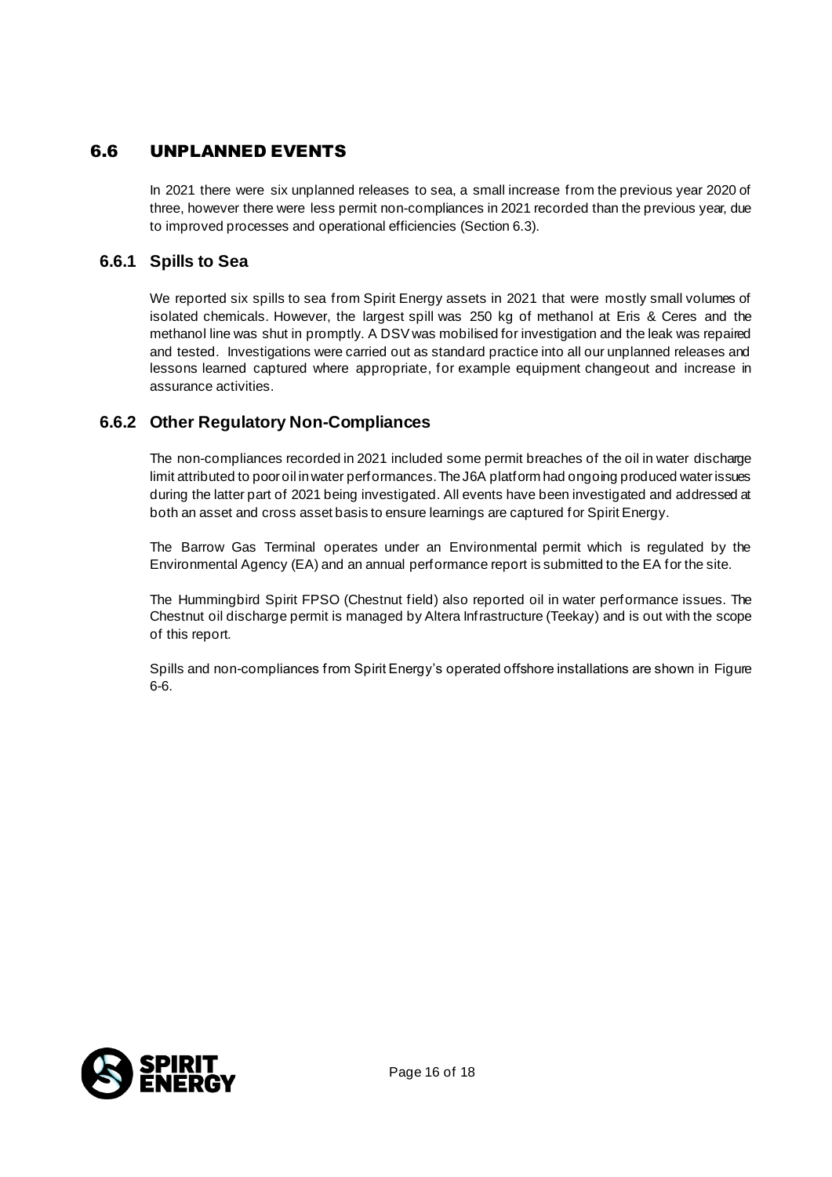## 6.6 UNPLANNED EVENTS

In 2021 there were six unplanned releases to sea, a small increase from the previous year 2020 of three, however there were less permit non-compliances in 2021 recorded than the previous year, due to improved processes and operational efficiencies (Section 6.3).

### 6.6.1 Spills to Sea

We reported six spills to sea from Spirit Energy assets in 2021 that were mostly small volumes of isolated chemicals. However, the largest spill was 250 kg of methanol at Eris & Ceres and the methanol line was shut in promptly. A DSV was mobilised for investigation and the leak was repaired and tested. Investigations were carried out as standard practice into all our unplanned releases and lessons learned captured where appropriate, for example equipment changeout and increase in assurance activities.

### 6.6.2 Other Regulatory Non-Compliances

The non-compliances recorded in 2021 included some permit breaches of the oil in water discharge limit attributed to poor oil in water performances. The J6A platform had ongoing produced water issues during the latter part of 2021 being investigated. All events have been investigated and addressed at both an asset and cross asset basis to ensure learnings are captured for Spirit Energy.

The Barrow Gas Terminal operates under an Environmental permit which is regulated by the Environmental Agency (EA) and an annual performance report is submitted to the EA for the site.

The Hummingbird Spirit FPSO (Chestnut field) also reported oil in water performance issues. The Chestnut oil discharge permit is managed by Altera Infrastructure (Teekay) and is out with the scope of this report.

Spills and non-compliances from Spirit Energy's operated offshore installations are shown in Figure 6-6.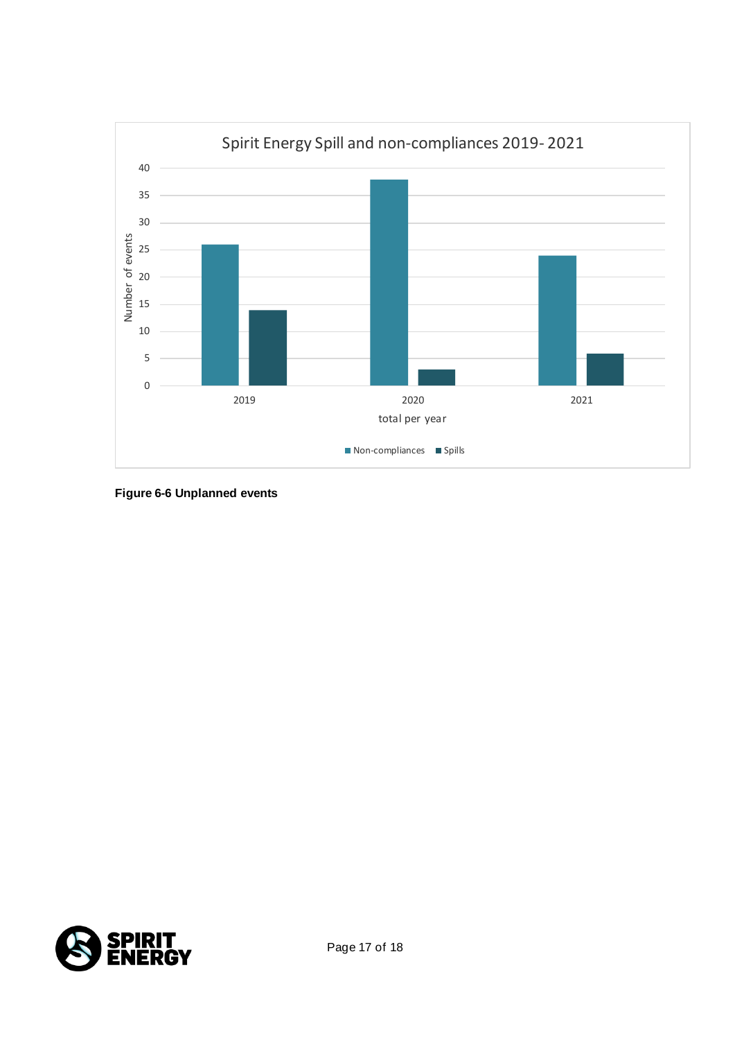**Figure 6-6 Unplanned events**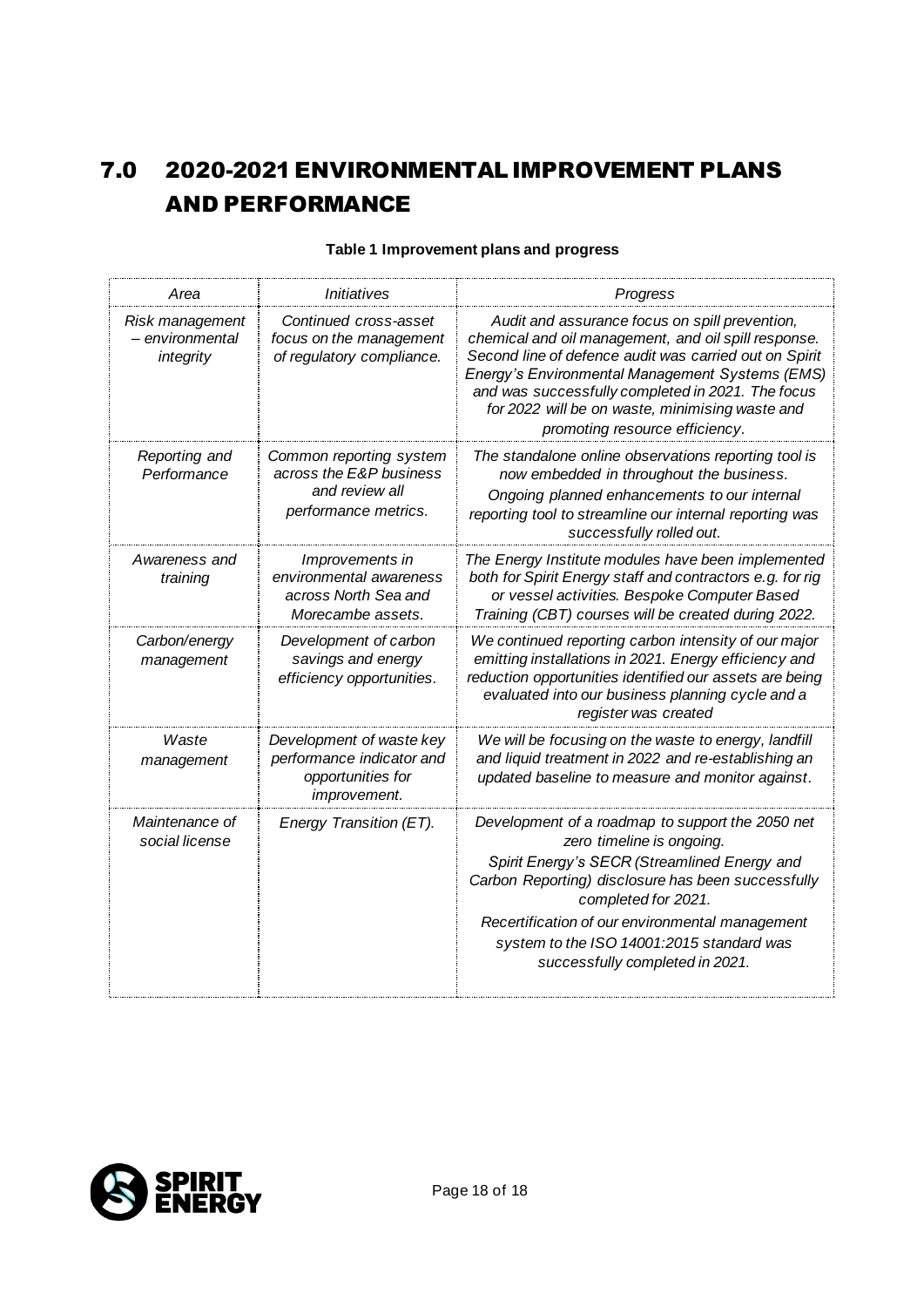# 7.0 2020-2021 ENVIRONMENTAL IMPROVEMENT PLANS AND PERFORMANCE

**Table 1 Improvement plans and progress**

| *Area* | *Initiatives* | *Progress* |
|---|---|---|
| *Risk management – environmental integrity* | *Continued cross-asset focus on the management of regulatory compliance.* | *Audit and assurance focus on spill prevention, chemical and oil management, and oil spill response. Second line of defence audit was carried out on Spirit Energy's Environmental Management Systems (EMS) and was successfully completed in 2021. The focus for 2022 will be on waste, minimising waste and promoting resource efficiency.* |
| *Reporting and Performance* | *Common reporting system across the E&P business and review all performance metrics.* | *The standalone online observations reporting tool is now embedded in throughout the business.* *Ongoing planned enhancements to our internal reporting tool to streamline our internal reporting was successfully rolled out.* |
| *Awareness and training* | *Improvements in environmental awareness across North Sea and Morecambe assets.* | *The Energy Institute modules have been implemented both for Spirit Energy staff and contractors e.g. for rig or vessel activities. Bespoke Computer Based Training (CBT) courses will be created during 2022.* |
| *Carbon/energy management* | *Development of carbon savings and energy efficiency opportunities.* | *We continued reporting carbon intensity of our major emitting installations in 2021. Energy efficiency and reduction opportunities identified our assets are being evaluated into our business planning cycle and a register was created* |
| *Waste management* | *Development of waste key performance indicator and opportunities for improvement.* | *We will be focusing on the waste to energy, landfill and liquid treatment in 2022 and re-establishing an updated baseline to measure and monitor against.* |
| *Maintenance of social license* | *Energy Transition (ET).* | *Development of a roadmap to support the 2050 net zero timeline is ongoing.* *Spirit Energy's SECR (Streamlined Energy and Carbon Reporting) disclosure has been successfully completed for 2021.* *Recertification of our environmental management system to the ISO 14001:2015 standard was successfully completed in 2021.* |